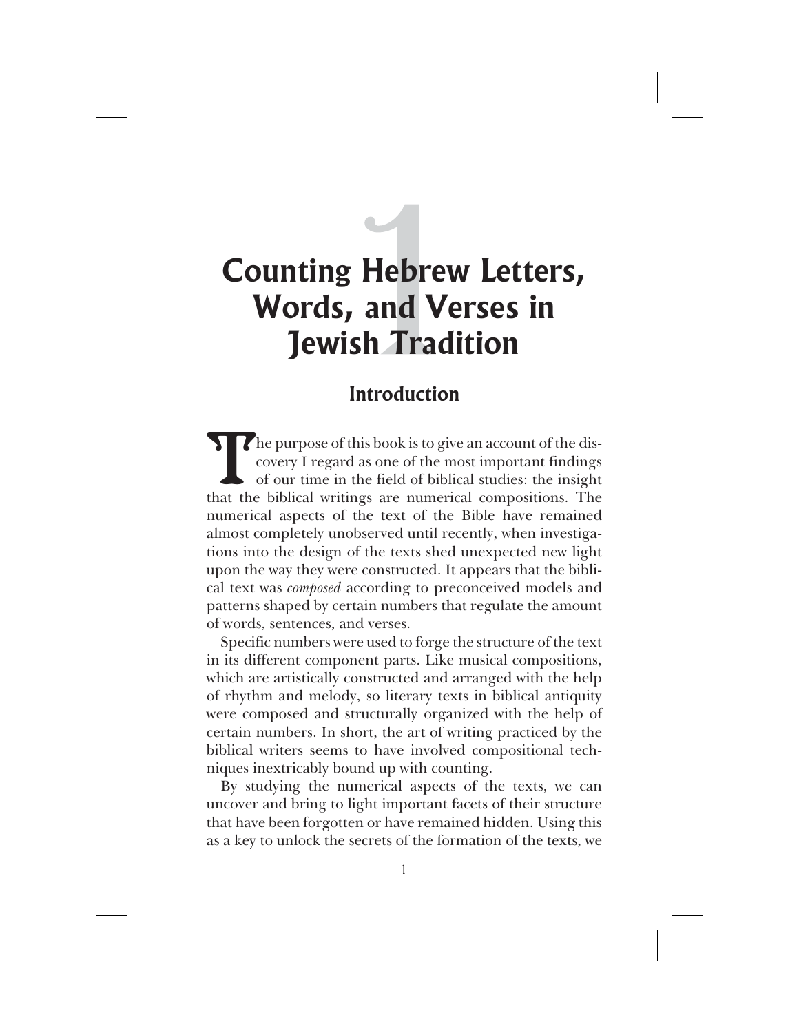# 1 Counting Hebrew Letters, Words, and Verses in Jewish Tradition

## Introduction

The purpose of this book is to give an account of the discovery I regard as one of the most important findings of our time in the field of biblical studies: the insight that the biblical writings are numerical compositions. The numerical aspects of the text of the Bible have remained almost completely unobserved until recently, when investigations into the design of the texts shed unexpected new light upon the way they were constructed. It appears that the biblical text was *composed* according to preconceived models and patterns shaped by certain numbers that regulate the amount of words, sentences, and verses.

Specific numbers were used to forge the structure of the text in its different component parts. Like musical compositions, which are artistically constructed and arranged with the help of rhythm and melody, so literary texts in biblical antiquity were composed and structurally organized with the help of certain numbers. In short, the art of writing practiced by the biblical writers seems to have involved compositional techniques inextricably bound up with counting.

By studying the numerical aspects of the texts, we can uncover and bring to light important facets of their structure that have been forgotten or have remained hidden. Using this as a key to unlock the secrets of the formation of the texts, we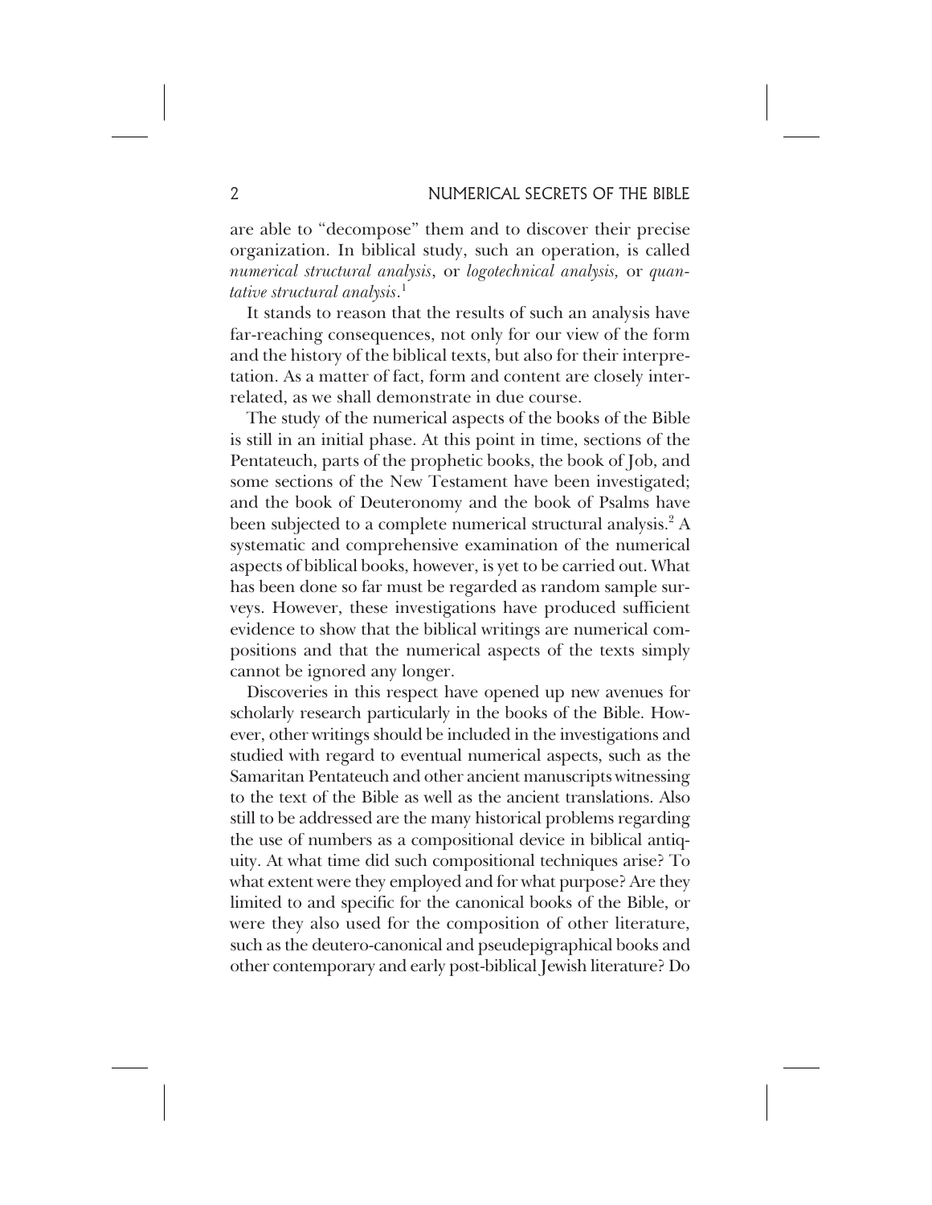are able to "decompose" them and to discover their precise organization. In biblical study, such an operation, is called *numerical structural analysis*, or *logotechnical analysis,* or *quantative structural analysis*.[1]

It stands to reason that the results of such an analysis have far-reaching consequences, not only for our view of the form and the history of the biblical texts, but also for their interpretation. As a matter of fact, form and content are closely interrelated, as we shall demonstrate in due course.

The study of the numerical aspects of the books of the Bible is still in an initial phase. At this point in time, sections of the Pentateuch, parts of the prophetic books, the book of Job, and some sections of the New Testament have been investigated; and the book of Deuteronomy and the book of Psalms have been subjected to a complete numerical structural analysis.[2] A systematic and comprehensive examination of the numerical aspects of biblical books, however, is yet to be carried out. What has been done so far must be regarded as random sample surveys. However, these investigations have produced sufficient evidence to show that the biblical writings are numerical compositions and that the numerical aspects of the texts simply cannot be ignored any longer.

Discoveries in this respect have opened up new avenues for scholarly research particularly in the books of the Bible. However, other writings should be included in the investigations and studied with regard to eventual numerical aspects, such as the Samaritan Pentateuch and other ancient manuscripts witnessing to the text of the Bible as well as the ancient translations. Also still to be addressed are the many historical problems regarding the use of numbers as a compositional device in biblical antiquity. At what time did such compositional techniques arise? To what extent were they employed and for what purpose? Are they limited to and specific for the canonical books of the Bible, or were they also used for the composition of other literature, such as the deutero-canonical and pseudepigraphical books and other contemporary and early post-biblical Jewish literature? Do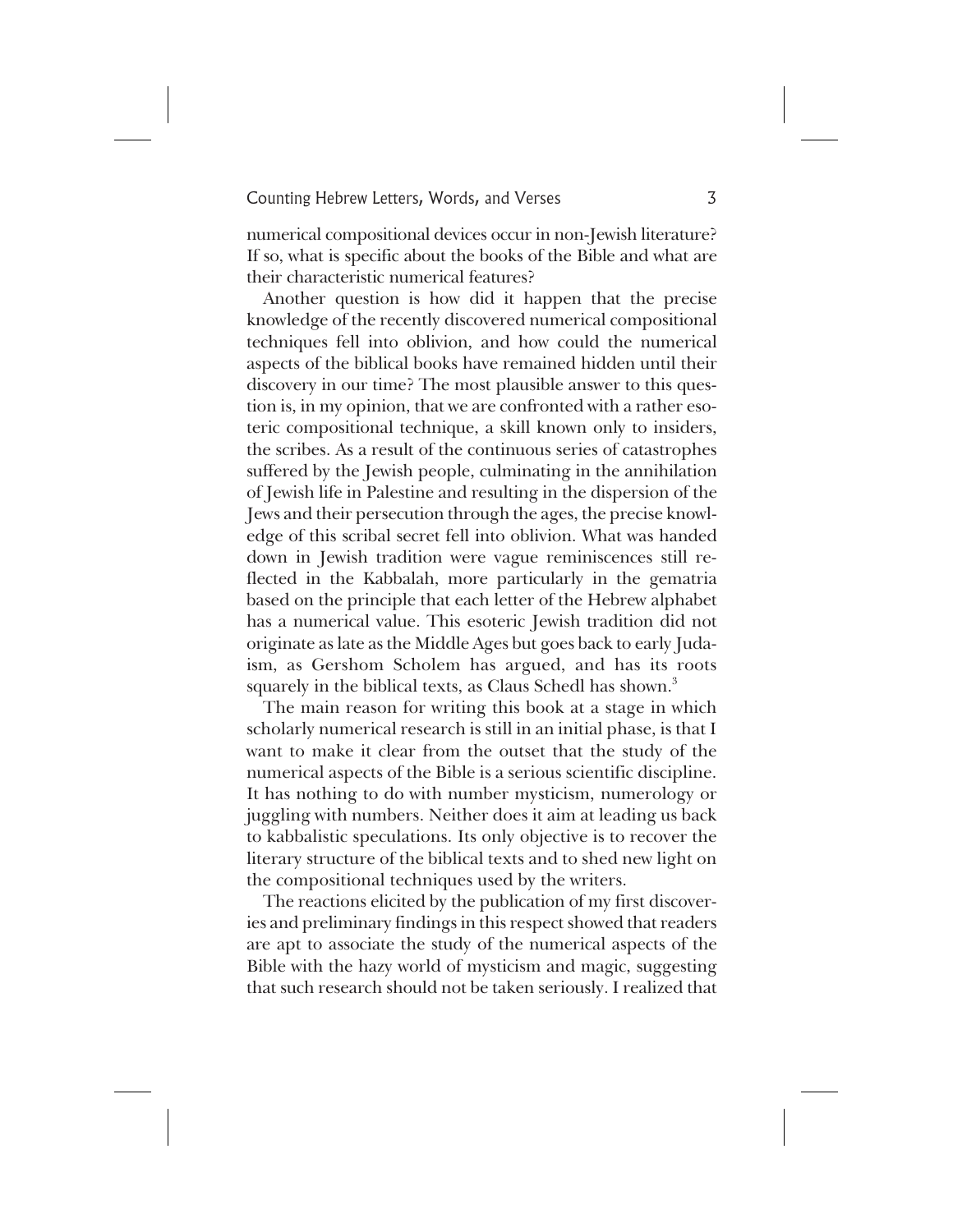numerical compositional devices occur in non-Jewish literature? If so, what is specific about the books of the Bible and what are their characteristic numerical features?

Another question is how did it happen that the precise knowledge of the recently discovered numerical compositional techniques fell into oblivion, and how could the numerical aspects of the biblical books have remained hidden until their discovery in our time? The most plausible answer to this question is, in my opinion, that we are confronted with a rather esoteric compositional technique, a skill known only to insiders, the scribes. As a result of the continuous series of catastrophes suffered by the Jewish people, culminating in the annihilation of Jewish life in Palestine and resulting in the dispersion of the Jews and their persecution through the ages, the precise knowledge of this scribal secret fell into oblivion. What was handed down in Jewish tradition were vague reminiscences still reflected in the Kabbalah, more particularly in the gematria based on the principle that each letter of the Hebrew alphabet has a numerical value. This esoteric Jewish tradition did not originate as late as the Middle Ages but goes back to early Judaism, as Gershom Scholem has argued, and has its roots squarely in the biblical texts, as Claus Schedl has shown.[3]

The main reason for writing this book at a stage in which scholarly numerical research is still in an initial phase, is that I want to make it clear from the outset that the study of the numerical aspects of the Bible is a serious scientific discipline. It has nothing to do with number mysticism, numerology or juggling with numbers. Neither does it aim at leading us back to kabbalistic speculations. Its only objective is to recover the literary structure of the biblical texts and to shed new light on the compositional techniques used by the writers.

The reactions elicited by the publication of my first discoveries and preliminary findings in this respect showed that readers are apt to associate the study of the numerical aspects of the Bible with the hazy world of mysticism and magic, suggesting that such research should not be taken seriously. I realized that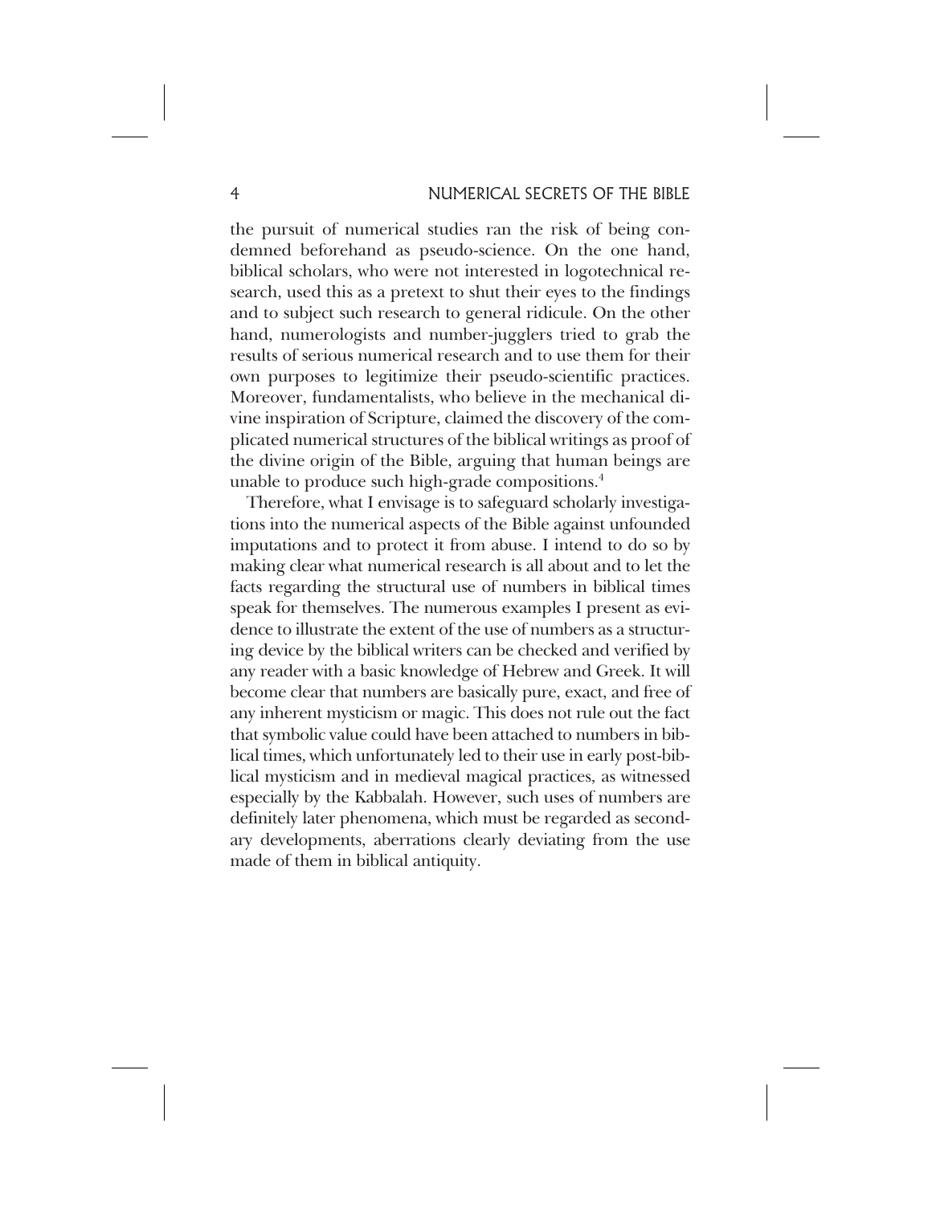the pursuit of numerical studies ran the risk of being condemned beforehand as pseudo-science. On the one hand, biblical scholars, who were not interested in logotechnical research, used this as a pretext to shut their eyes to the findings and to subject such research to general ridicule. On the other hand, numerologists and number-jugglers tried to grab the results of serious numerical research and to use them for their own purposes to legitimize their pseudo-scientific practices. Moreover, fundamentalists, who believe in the mechanical divine inspiration of Scripture, claimed the discovery of the complicated numerical structures of the biblical writings as proof of the divine origin of the Bible, arguing that human beings are unable to produce such high-grade compositions.[4]

Therefore, what I envisage is to safeguard scholarly investigations into the numerical aspects of the Bible against unfounded imputations and to protect it from abuse. I intend to do so by making clear what numerical research is all about and to let the facts regarding the structural use of numbers in biblical times speak for themselves. The numerous examples I present as evidence to illustrate the extent of the use of numbers as a structuring device by the biblical writers can be checked and verified by any reader with a basic knowledge of Hebrew and Greek. It will become clear that numbers are basically pure, exact, and free of any inherent mysticism or magic. This does not rule out the fact that symbolic value could have been attached to numbers in biblical times, which unfortunately led to their use in early post-biblical mysticism and in medieval magical practices, as witnessed especially by the Kabbalah. However, such uses of numbers are definitely later phenomena, which must be regarded as secondary developments, aberrations clearly deviating from the use made of them in biblical antiquity.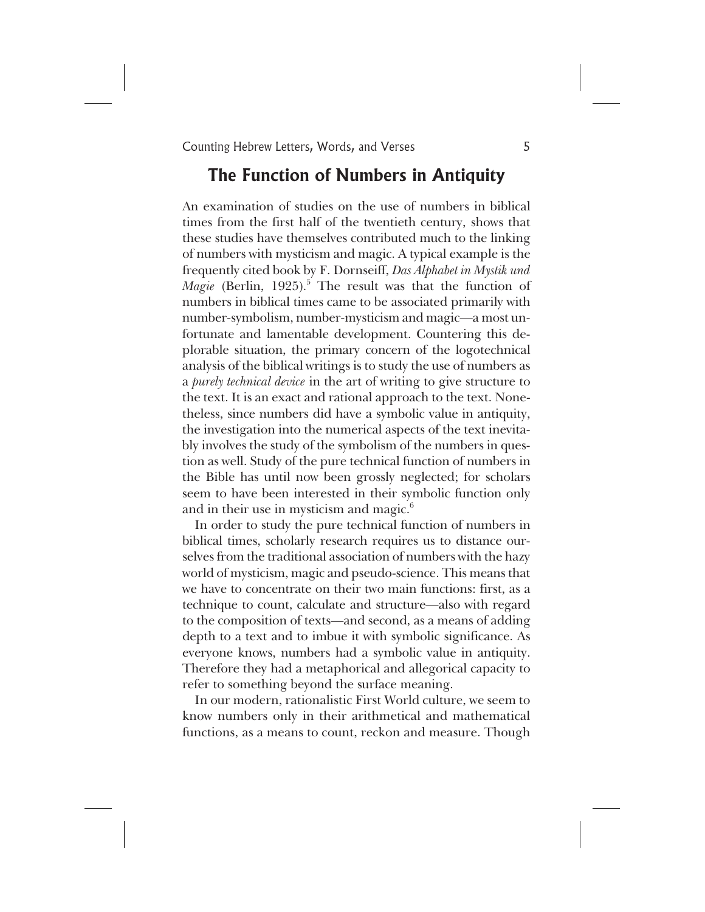## The Function of Numbers in Antiquity

An examination of studies on the use of numbers in biblical times from the first half of the twentieth century, shows that these studies have themselves contributed much to the linking of numbers with mysticism and magic. A typical example is the frequently cited book by F. Dornseiff, *Das Alphabet in Mystik und Magie* (Berlin, 1925).[5] The result was that the function of numbers in biblical times came to be associated primarily with number-symbolism, number-mysticism and magic—a most unfortunate and lamentable development. Countering this deplorable situation, the primary concern of the logotechnical analysis of the biblical writings is to study the use of numbers as a *purely technical device* in the art of writing to give structure to the text. It is an exact and rational approach to the text. Nonetheless, since numbers did have a symbolic value in antiquity, the investigation into the numerical aspects of the text inevitably involves the study of the symbolism of the numbers in question as well. Study of the pure technical function of numbers in the Bible has until now been grossly neglected; for scholars seem to have been interested in their symbolic function only and in their use in mysticism and magic.[6]

In order to study the pure technical function of numbers in biblical times, scholarly research requires us to distance ourselves from the traditional association of numbers with the hazy world of mysticism, magic and pseudo-science. This means that we have to concentrate on their two main functions: first, as a technique to count, calculate and structure—also with regard to the composition of texts—and second, as a means of adding depth to a text and to imbue it with symbolic significance. As everyone knows, numbers had a symbolic value in antiquity. Therefore they had a metaphorical and allegorical capacity to refer to something beyond the surface meaning.

In our modern, rationalistic First World culture, we seem to know numbers only in their arithmetical and mathematical functions, as a means to count, reckon and measure. Though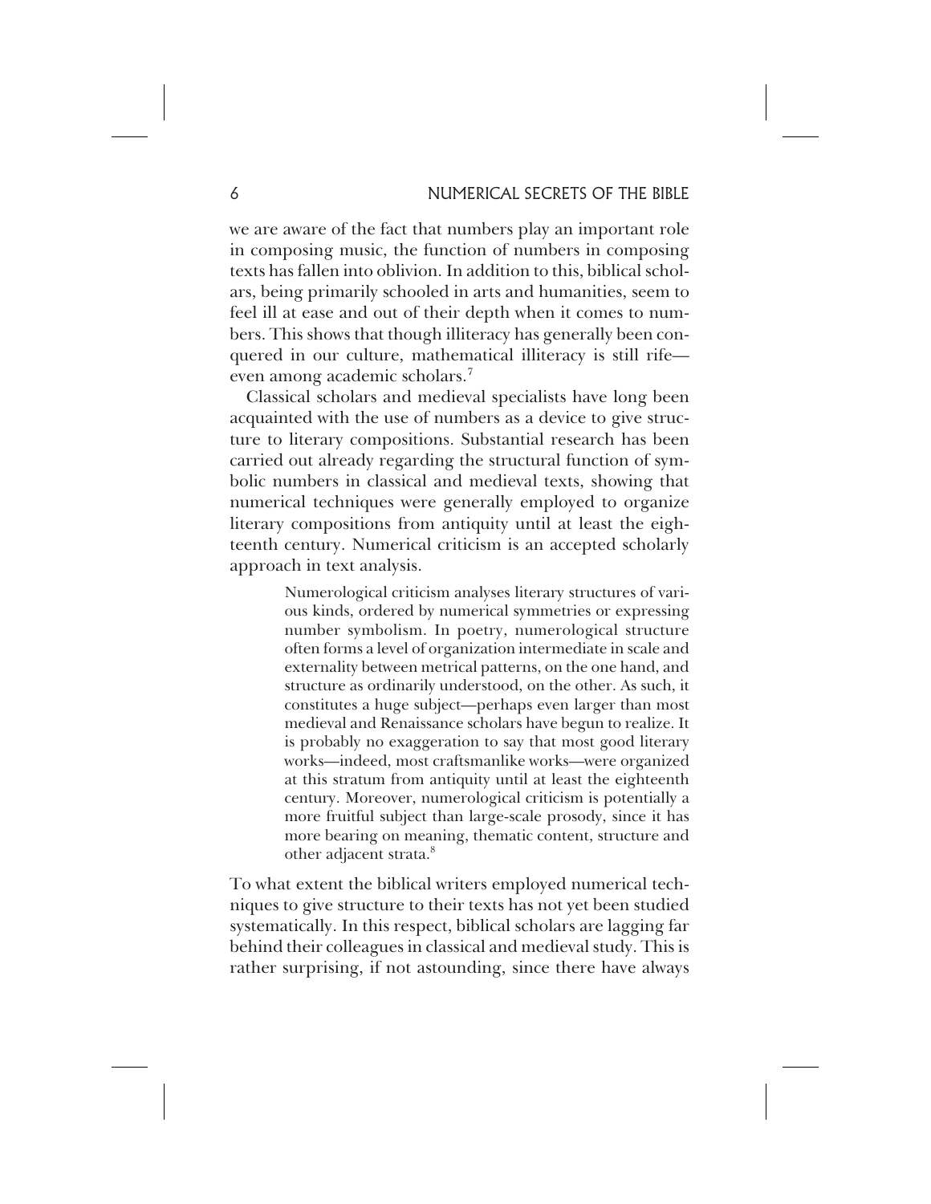we are aware of the fact that numbers play an important role in composing music, the function of numbers in composing texts has fallen into oblivion. In addition to this, biblical scholars, being primarily schooled in arts and humanities, seem to feel ill at ease and out of their depth when it comes to numbers. This shows that though illiteracy has generally been conquered in our culture, mathematical illiteracy is still rife—even among academic scholars.[7]

Classical scholars and medieval specialists have long been acquainted with the use of numbers as a device to give structure to literary compositions. Substantial research has been carried out already regarding the structural function of symbolic numbers in classical and medieval texts, showing that numerical techniques were generally employed to organize literary compositions from antiquity until at least the eighteenth century. Numerical criticism is an accepted scholarly approach in text analysis.

> Numerological criticism analyses literary structures of various kinds, ordered by numerical symmetries or expressing number symbolism. In poetry, numerological structure often forms a level of organization intermediate in scale and externality between metrical patterns, on the one hand, and structure as ordinarily understood, on the other. As such, it constitutes a huge subject—perhaps even larger than most medieval and Renaissance scholars have begun to realize. It is probably no exaggeration to say that most good literary works—indeed, most craftsmanlike works—were organized at this stratum from antiquity until at least the eighteenth century. Moreover, numerological criticism is potentially a more fruitful subject than large-scale prosody, since it has more bearing on meaning, thematic content, structure and other adjacent strata.[8]

To what extent the biblical writers employed numerical techniques to give structure to their texts has not yet been studied systematically. In this respect, biblical scholars are lagging far behind their colleagues in classical and medieval study. This is rather surprising, if not astounding, since there have always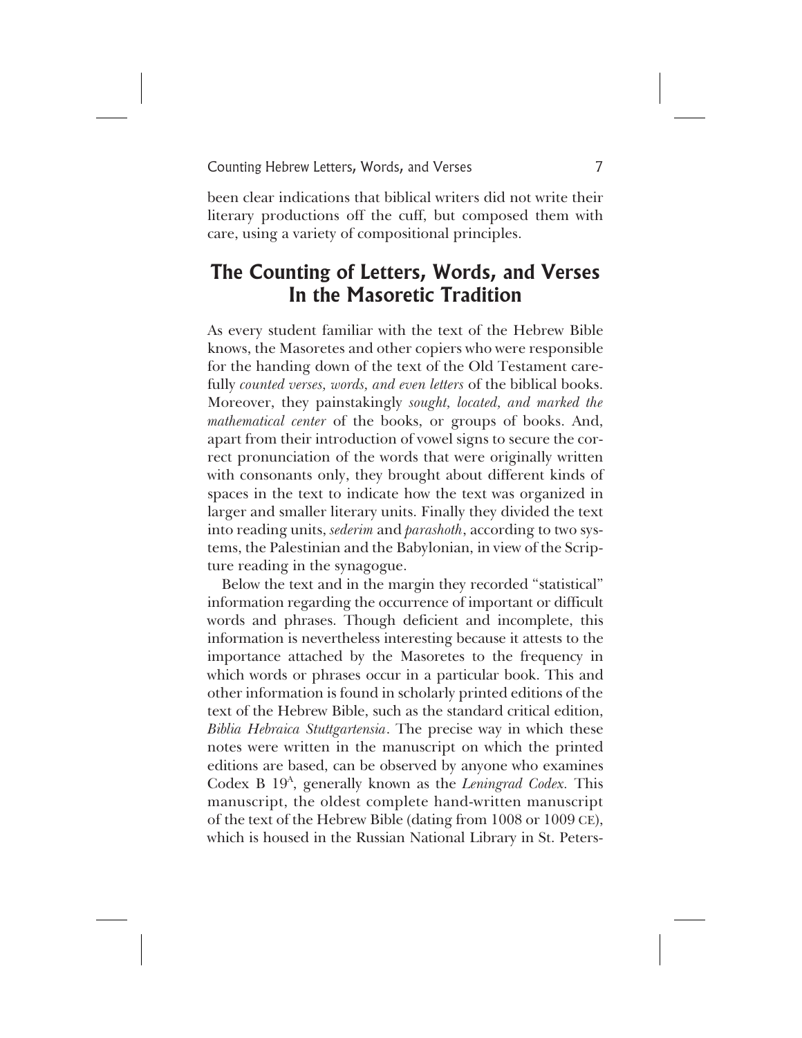been clear indications that biblical writers did not write their literary productions off the cuff, but composed them with care, using a variety of compositional principles.

## The Counting of Letters, Words, and Verses In the Masoretic Tradition

As every student familiar with the text of the Hebrew Bible knows, the Masoretes and other copiers who were responsible for the handing down of the text of the Old Testament carefully *counted verses, words, and even letters* of the biblical books. Moreover, they painstakingly *sought, located, and marked the mathematical center* of the books, or groups of books. And, apart from their introduction of vowel signs to secure the correct pronunciation of the words that were originally written with consonants only, they brought about different kinds of spaces in the text to indicate how the text was organized in larger and smaller literary units. Finally they divided the text into reading units, *sederim* and *parashoth*, according to two systems, the Palestinian and the Babylonian, in view of the Scripture reading in the synagogue.

Below the text and in the margin they recorded "statistical" information regarding the occurrence of important or difficult words and phrases. Though deficient and incomplete, this information is nevertheless interesting because it attests to the importance attached by the Masoretes to the frequency in which words or phrases occur in a particular book. This and other information is found in scholarly printed editions of the text of the Hebrew Bible, such as the standard critical edition, *Biblia Hebraica Stuttgartensia*. The precise way in which these notes were written in the manuscript on which the printed editions are based, can be observed by anyone who examines Codex B $19^{A}$, generally known as the *Leningrad Codex*. This manuscript, the oldest complete hand-written manuscript of the text of the Hebrew Bible (dating from 1008 or 1009 CE), which is housed in the Russian National Library in St. Peters-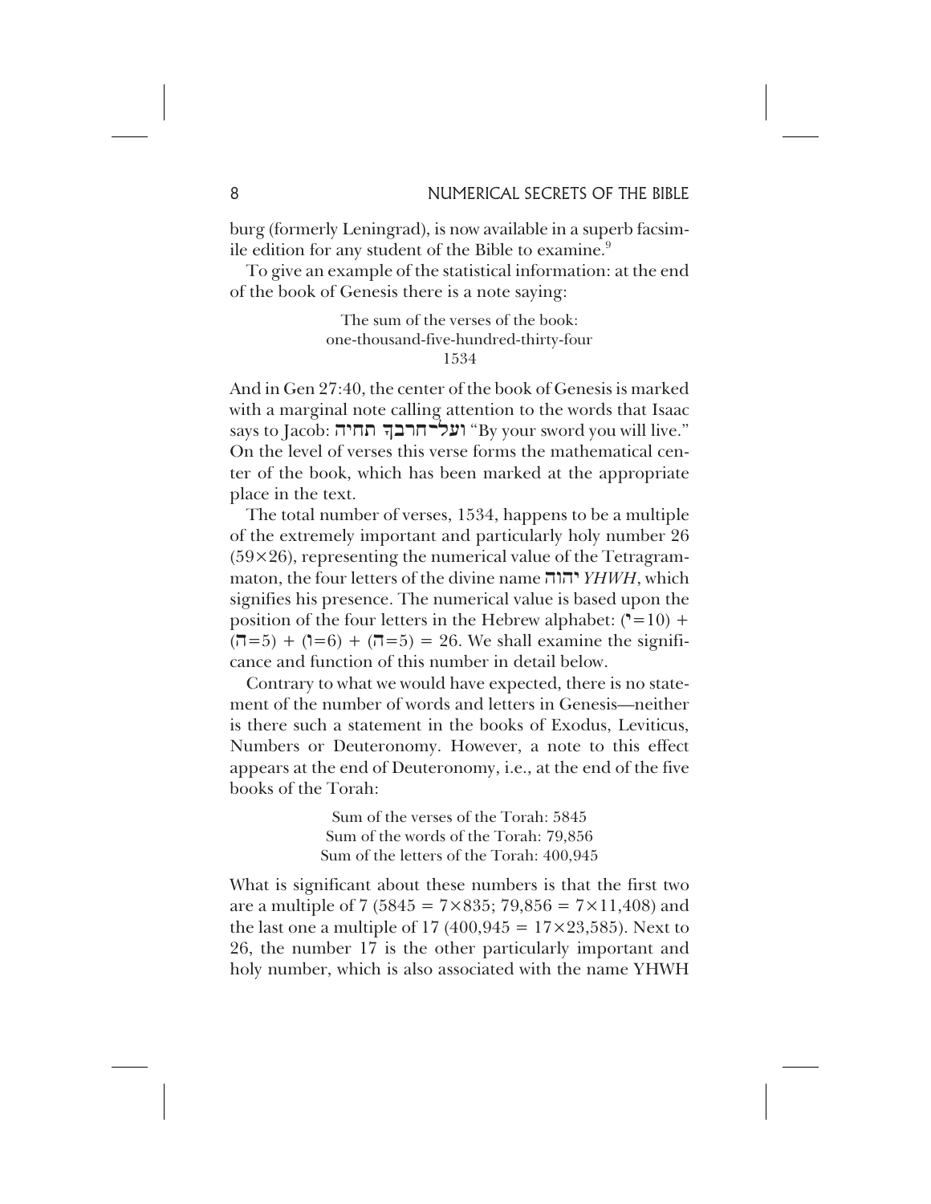burg (formerly Leningrad), is now available in a superb facsimile edition for any student of the Bible to examine.[9]

To give an example of the statistical information: at the end of the book of Genesis there is a note saying:

> The sum of the verses of the book:
> one-thousand-five-hundred-thirty-four
> 1534

And in Gen 27:40, the center of the book of Genesis is marked with a marginal note calling attention to the words that Isaac says to Jacob: ועל־חרבך תחיה "By your sword you will live." On the level of verses this verse forms the mathematical center of the book, which has been marked at the appropriate place in the text.

The total number of verses, 1534, happens to be a multiple of the extremely important and particularly holy number 26 (59×26), representing the numerical value of the Tetragrammaton, the four letters of the divine name יהוה *YHWH*, which signifies his presence. The numerical value is based upon the position of the four letters in the Hebrew alphabet: (י=10) + (ה=5) + (ו=6) + (ה=5) = 26. We shall examine the significance and function of this number in detail below.

Contrary to what we would have expected, there is no statement of the number of words and letters in Genesis—neither is there such a statement in the books of Exodus, Leviticus, Numbers or Deuteronomy. However, a note to this effect appears at the end of Deuteronomy, i.e., at the end of the five books of the Torah:

> Sum of the verses of the Torah: 5845
> Sum of the words of the Torah: 79,856
> Sum of the letters of the Torah: 400,945

What is significant about these numbers is that the first two are a multiple of 7 (5845 = 7×835; 79,856 = 7×11,408) and the last one a multiple of 17 (400,945 = 17×23,585). Next to 26, the number 17 is the other particularly important and holy number, which is also associated with the name YHWH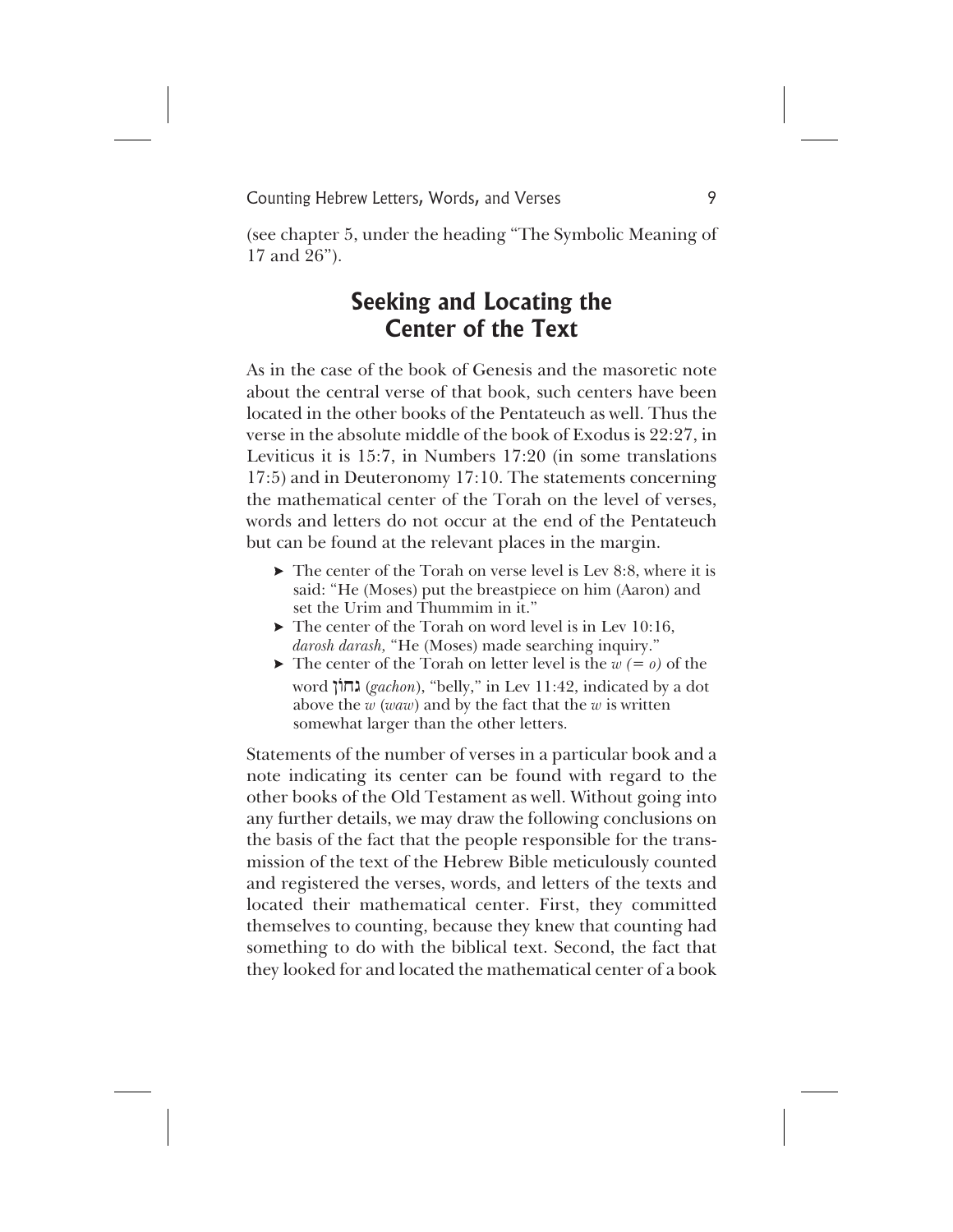(see chapter 5, under the heading "The Symbolic Meaning of 17 and 26").

## Seeking and Locating the Center of the Text

As in the case of the book of Genesis and the masoretic note about the central verse of that book, such centers have been located in the other books of the Pentateuch as well. Thus the verse in the absolute middle of the book of Exodus is 22:27, in Leviticus it is 15:7, in Numbers 17:20 (in some translations 17:5) and in Deuteronomy 17:10. The statements concerning the mathematical center of the Torah on the level of verses, words and letters do not occur at the end of the Pentateuch but can be found at the relevant places in the margin.

- The center of the Torah on verse level is Lev 8:8, where it is said: "He (Moses) put the breastpiece on him (Aaron) and set the Urim and Thummim in it."
- The center of the Torah on word level is in Lev 10:16, *darosh darash,* "He (Moses) made searching inquiry."
- The center of the Torah on letter level is the *w (= o)* of the word גחון (*gachon*), "belly," in Lev 11:42, indicated by a dot above the *w* (*waw*) and by the fact that the *w* is written somewhat larger than the other letters.

Statements of the number of verses in a particular book and a note indicating its center can be found with regard to the other books of the Old Testament as well. Without going into any further details, we may draw the following conclusions on the basis of the fact that the people responsible for the transmission of the text of the Hebrew Bible meticulously counted and registered the verses, words, and letters of the texts and located their mathematical center. First, they committed themselves to counting, because they knew that counting had something to do with the biblical text. Second, the fact that they looked for and located the mathematical center of a book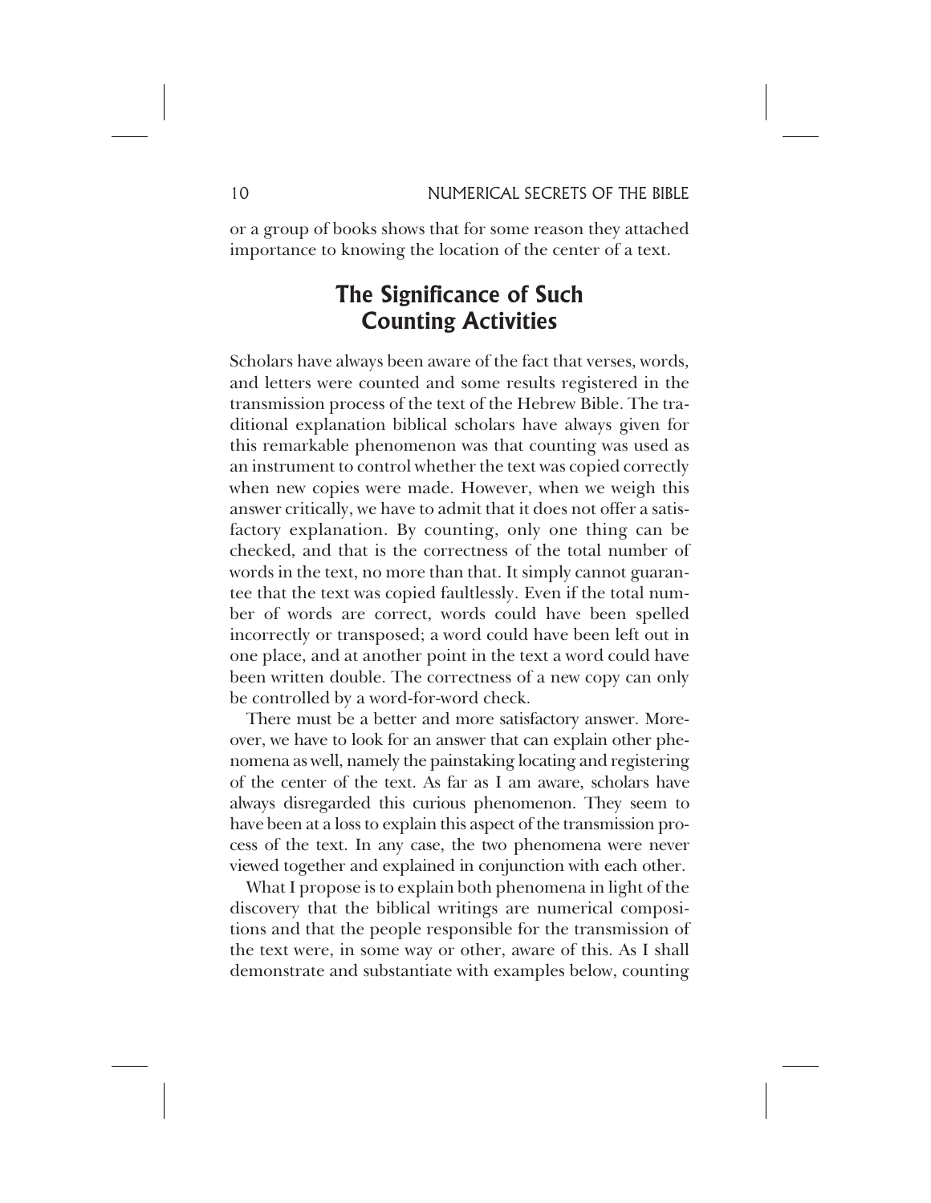or a group of books shows that for some reason they attached importance to knowing the location of the center of a text.

## The Significance of Such Counting Activities

Scholars have always been aware of the fact that verses, words, and letters were counted and some results registered in the transmission process of the text of the Hebrew Bible. The traditional explanation biblical scholars have always given for this remarkable phenomenon was that counting was used as an instrument to control whether the text was copied correctly when new copies were made. However, when we weigh this answer critically, we have to admit that it does not offer a satisfactory explanation. By counting, only one thing can be checked, and that is the correctness of the total number of words in the text, no more than that. It simply cannot guarantee that the text was copied faultlessly. Even if the total number of words are correct, words could have been spelled incorrectly or transposed; a word could have been left out in one place, and at another point in the text a word could have been written double. The correctness of a new copy can only be controlled by a word-for-word check.

There must be a better and more satisfactory answer. Moreover, we have to look for an answer that can explain other phenomena as well, namely the painstaking locating and registering of the center of the text. As far as I am aware, scholars have always disregarded this curious phenomenon. They seem to have been at a loss to explain this aspect of the transmission process of the text. In any case, the two phenomena were never viewed together and explained in conjunction with each other.

What I propose is to explain both phenomena in light of the discovery that the biblical writings are numerical compositions and that the people responsible for the transmission of the text were, in some way or other, aware of this. As I shall demonstrate and substantiate with examples below, counting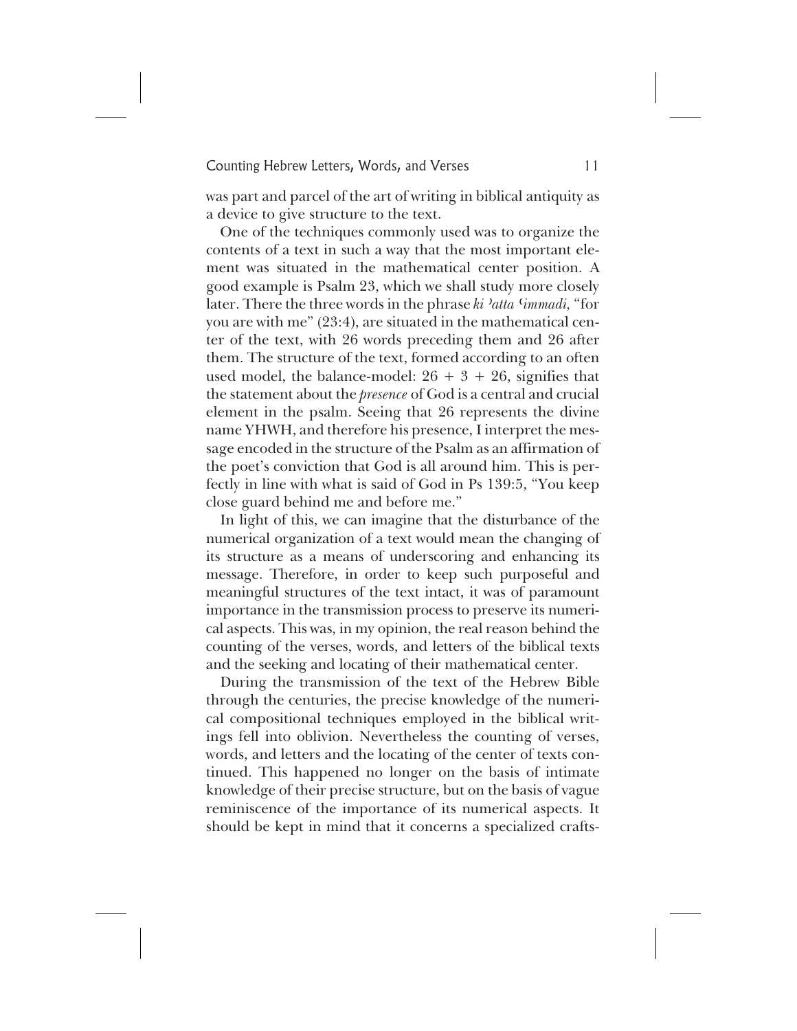was part and parcel of the art of writing in biblical antiquity as a device to give structure to the text.

One of the techniques commonly used was to organize the contents of a text in such a way that the most important element was situated in the mathematical center position. A good example is Psalm 23, which we shall study more closely later. There the three words in the phrase *ki ʾatta ʿimmadi,* "for you are with me" (23:4), are situated in the mathematical center of the text, with 26 words preceding them and 26 after them. The structure of the text, formed according to an often used model, the balance-model: 26 + 3 + 26, signifies that the statement about the *presence* of God is a central and crucial element in the psalm. Seeing that 26 represents the divine name YHWH, and therefore his presence, I interpret the message encoded in the structure of the Psalm as an affirmation of the poet's conviction that God is all around him. This is perfectly in line with what is said of God in Ps 139:5, "You keep close guard behind me and before me."

In light of this, we can imagine that the disturbance of the numerical organization of a text would mean the changing of its structure as a means of underscoring and enhancing its message. Therefore, in order to keep such purposeful and meaningful structures of the text intact, it was of paramount importance in the transmission process to preserve its numerical aspects. This was, in my opinion, the real reason behind the counting of the verses, words, and letters of the biblical texts and the seeking and locating of their mathematical center.

During the transmission of the text of the Hebrew Bible through the centuries, the precise knowledge of the numerical compositional techniques employed in the biblical writings fell into oblivion. Nevertheless the counting of verses, words, and letters and the locating of the center of texts continued. This happened no longer on the basis of intimate knowledge of their precise structure, but on the basis of vague reminiscence of the importance of its numerical aspects. It should be kept in mind that it concerns a specialized crafts-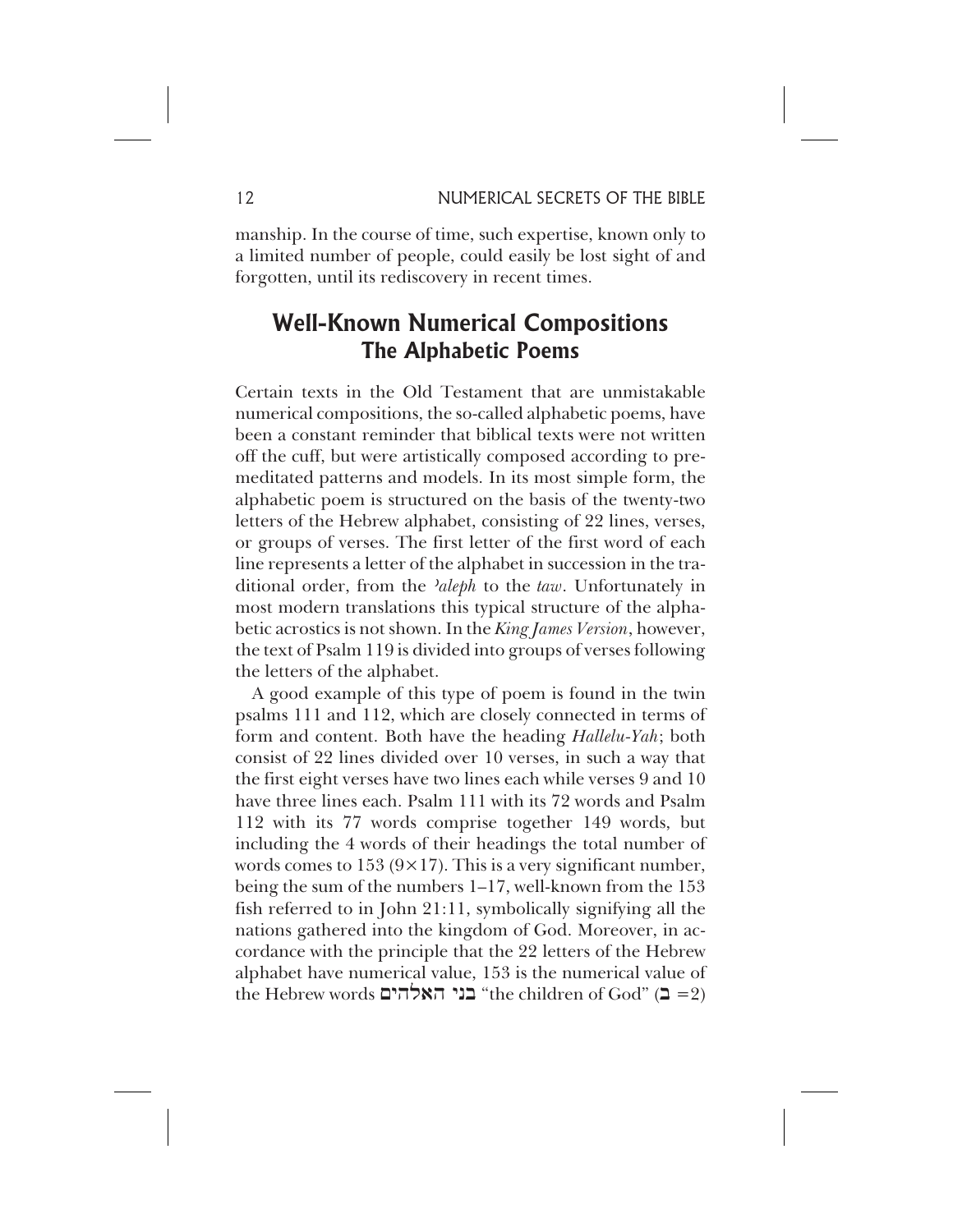manship. In the course of time, such expertise, known only to a limited number of people, could easily be lost sight of and forgotten, until its rediscovery in recent times.

## Well-Known Numerical Compositions
## The Alphabetic Poems

Certain texts in the Old Testament that are unmistakable numerical compositions, the so-called alphabetic poems, have been a constant reminder that biblical texts were not written off the cuff, but were artistically composed according to premeditated patterns and models. In its most simple form, the alphabetic poem is structured on the basis of the twenty-two letters of the Hebrew alphabet, consisting of 22 lines, verses, or groups of verses. The first letter of the first word of each line represents a letter of the alphabet in succession in the traditional order, from the *ʾaleph* to the *taw*. Unfortunately in most modern translations this typical structure of the alphabetic acrostics is not shown. In the *King James Version*, however, the text of Psalm 119 is divided into groups of verses following the letters of the alphabet.

A good example of this type of poem is found in the twin psalms 111 and 112, which are closely connected in terms of form and content. Both have the heading *Hallelu-Yah*; both consist of 22 lines divided over 10 verses, in such a way that the first eight verses have two lines each while verses 9 and 10 have three lines each. Psalm 111 with its 72 words and Psalm 112 with its 77 words comprise together 149 words, but including the 4 words of their headings the total number of words comes to 153 (9×17). This is a very significant number, being the sum of the numbers 1–17, well-known from the 153 fish referred to in John 21:11, symbolically signifying all the nations gathered into the kingdom of God. Moreover, in accordance with the principle that the 22 letters of the Hebrew alphabet have numerical value, 153 is the numerical value of the Hebrew words בני האלהים "the children of God" (ב =2)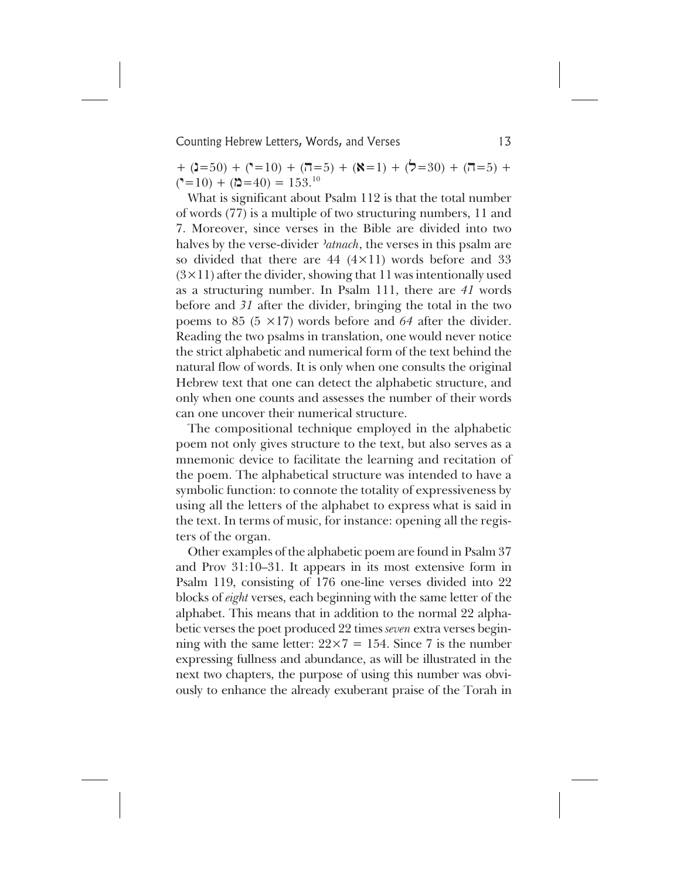+ (נ=50) + (י=10) + (ה=5) + (א=1) + (ל=30) + (ה=5) + (י=10) + (מ=40) = 153.[10]

What is significant about Psalm 112 is that the total number of words (77) is a multiple of two structuring numbers, 11 and 7. Moreover, since verses in the Bible are divided into two halves by the verse-divider *ʾatnach*, the verses in this psalm are so divided that there are 44 (4×11) words before and 33 (3×11) after the divider, showing that 11 was intentionally used as a structuring number. In Psalm 111, there are *41* words before and *31* after the divider, bringing the total in the two poems to 85 (5 ×17) words before and *64* after the divider. Reading the two psalms in translation, one would never notice the strict alphabetic and numerical form of the text behind the natural flow of words. It is only when one consults the original Hebrew text that one can detect the alphabetic structure, and only when one counts and assesses the number of their words can one uncover their numerical structure.

The compositional technique employed in the alphabetic poem not only gives structure to the text, but also serves as a mnemonic device to facilitate the learning and recitation of the poem. The alphabetical structure was intended to have a symbolic function: to connote the totality of expressiveness by using all the letters of the alphabet to express what is said in the text. In terms of music, for instance: opening all the registers of the organ.

Other examples of the alphabetic poem are found in Psalm 37 and Prov 31:10–31. It appears in its most extensive form in Psalm 119, consisting of 176 one-line verses divided into 22 blocks of *eight* verses, each beginning with the same letter of the alphabet. This means that in addition to the normal 22 alphabetic verses the poet produced 22 times *seven* extra verses beginning with the same letter: 22×7 = 154. Since 7 is the number expressing fullness and abundance, as will be illustrated in the next two chapters, the purpose of using this number was obviously to enhance the already exuberant praise of the Torah in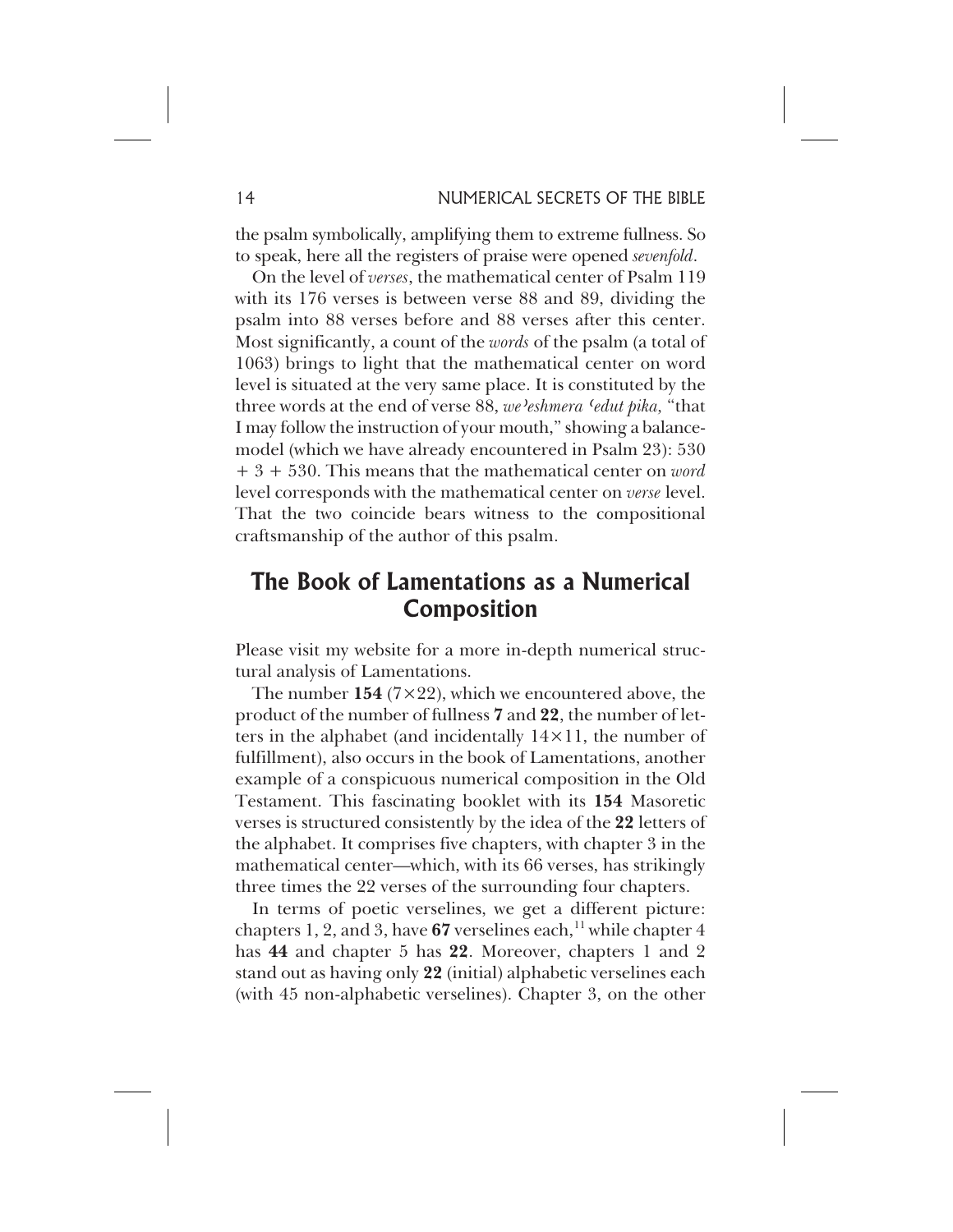the psalm symbolically, amplifying them to extreme fullness. So to speak, here all the registers of praise were opened *sevenfold*.

On the level of *verses*, the mathematical center of Psalm 119 with its 176 verses is between verse 88 and 89, dividing the psalm into 88 verses before and 88 verses after this center. Most significantly, a count of the *words* of the psalm (a total of 1063) brings to light that the mathematical center on word level is situated at the very same place. It is constituted by the three words at the end of verse 88, *we'eshmera 'edut pika,* "that I may follow the instruction of your mouth," showing a balance-model (which we have already encountered in Psalm 23): 530 + 3 + 530. This means that the mathematical center on *word* level corresponds with the mathematical center on *verse* level. That the two coincide bears witness to the compositional craftsmanship of the author of this psalm.

## The Book of Lamentations as a Numerical Composition

Please visit my website for a more in-depth numerical structural analysis of Lamentations.

The number **154** (7×22), which we encountered above, the product of the number of fullness **7** and **22**, the number of letters in the alphabet (and incidentally 14×11, the number of fulfillment), also occurs in the book of Lamentations, another example of a conspicuous numerical composition in the Old Testament. This fascinating booklet with its **154** Masoretic verses is structured consistently by the idea of the **22** letters of the alphabet. It comprises five chapters, with chapter 3 in the mathematical center—which, with its 66 verses, has strikingly three times the 22 verses of the surrounding four chapters.

In terms of poetic verselines, we get a different picture: chapters 1, 2, and 3, have **67** verselines each,[11] while chapter 4 has **44** and chapter 5 has **22**. Moreover, chapters 1 and 2 stand out as having only **22** (initial) alphabetic verselines each (with 45 non-alphabetic verselines). Chapter 3, on the other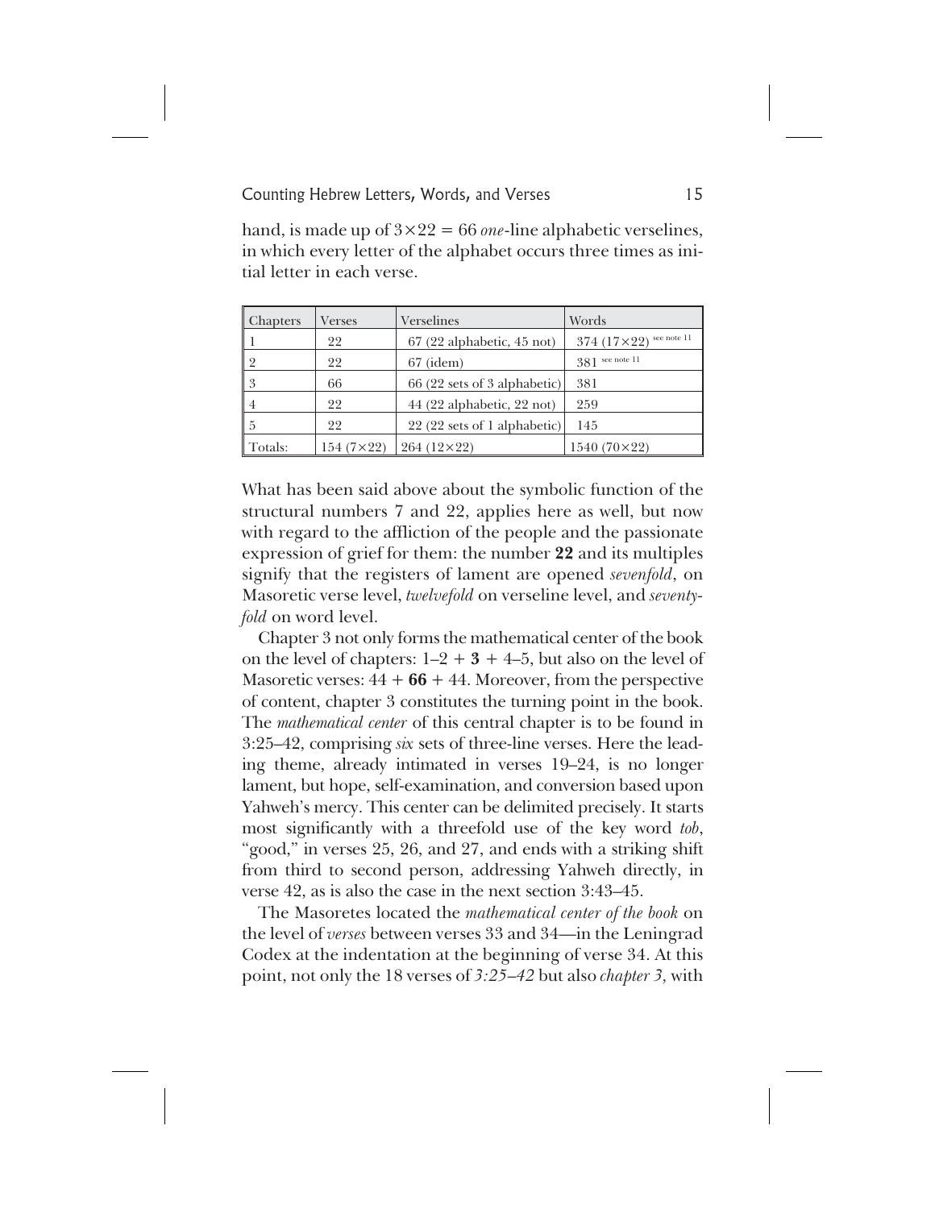hand, is made up of $3\times22 = 66$ *one*-line alphabetic verselines, in which every letter of the alphabet occurs three times as initial letter in each verse.

| Chapters | Verses | Verselines | Words |
|---|---|---|---|
| 1 | 22 | 67 (22 alphabetic, 45 not) | 374 (17×22) see note 11 |
| 2 | 22 | 67 (idem) | 381 see note 11 |
| 3 | 66 | 66 (22 sets of 3 alphabetic) | 381 |
| 4 | 22 | 44 (22 alphabetic, 22 not) | 259 |
| 5 | 22 | 22 (22 sets of 1 alphabetic) | 145 |
| Totals: | 154 (7×22) | 264 (12×22) | 1540 (70×22) |

What has been said above about the symbolic function of the structural numbers 7 and 22, applies here as well, but now with regard to the affliction of the people and the passionate expression of grief for them: the number **22** and its multiples signify that the registers of lament are opened *sevenfold*, on Masoretic verse level, *twelvefold* on verseline level, and *seventy-fold* on word level.

Chapter 3 not only forms the mathematical center of the book on the level of chapters: 1–2 + **3** + 4–5, but also on the level of Masoretic verses: 44 + **66** + 44. Moreover, from the perspective of content, chapter 3 constitutes the turning point in the book. The *mathematical center* of this central chapter is to be found in 3:25–42, comprising *six* sets of three-line verses. Here the leading theme, already intimated in verses 19–24, is no longer lament, but hope, self-examination, and conversion based upon Yahweh's mercy. This center can be delimited precisely. It starts most significantly with a threefold use of the key word *tob*, "good," in verses 25, 26, and 27, and ends with a striking shift from third to second person, addressing Yahweh directly, in verse 42, as is also the case in the next section 3:43–45.

The Masoretes located the *mathematical center of the book* on the level of *verses* between verses 33 and 34—in the Leningrad Codex at the indentation at the beginning of verse 34. At this point, not only the 18 verses of *3:25–42* but also *chapter 3*, with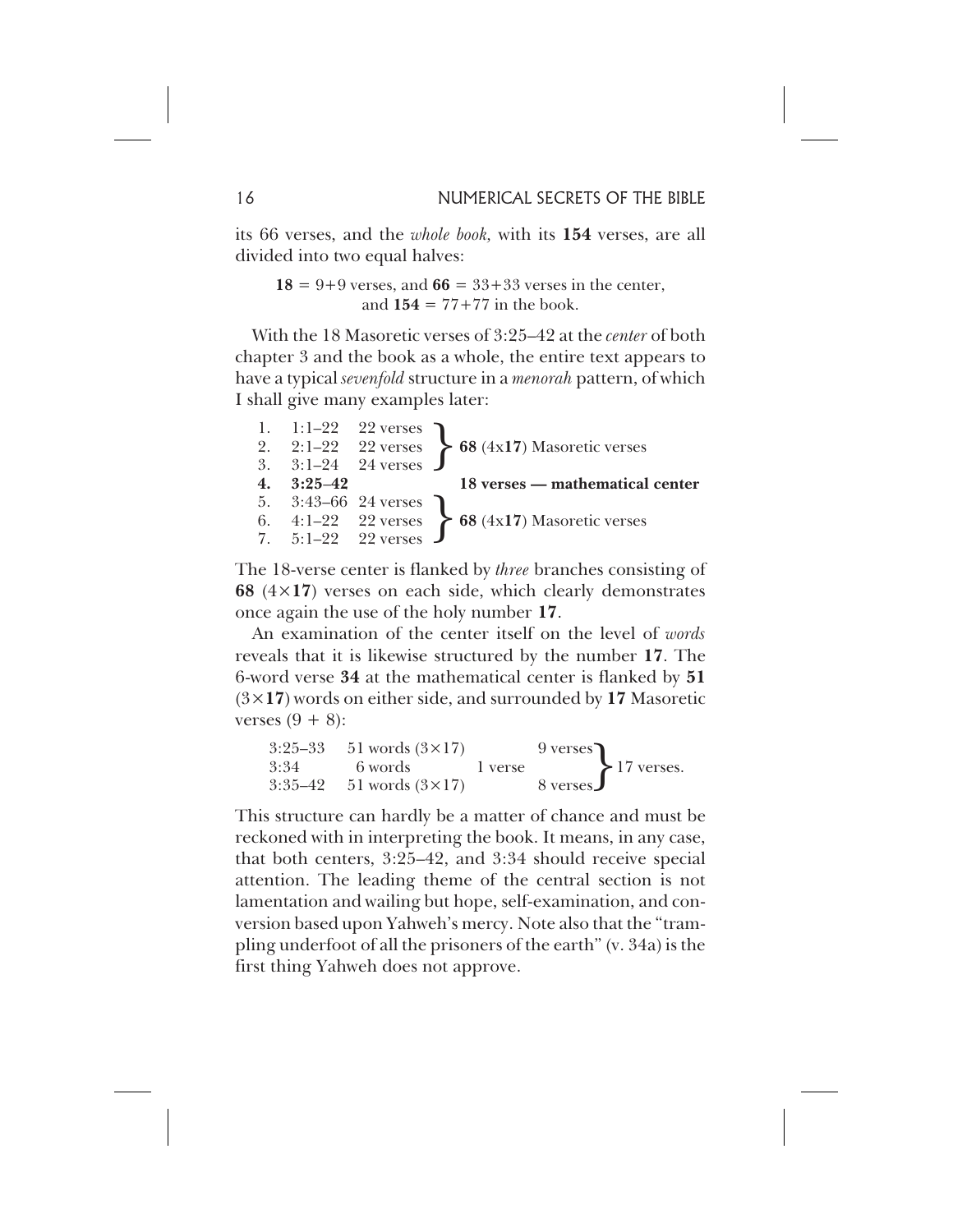its 66 verses, and the *whole book,* with its **154** verses, are all divided into two equal halves:

> **18** = 9+9 verses, and **66** = 33+33 verses in the center, and **154** = 77+77 in the book.

With the 18 Masoretic verses of 3:25–42 at the *center* of both chapter 3 and the book as a whole, the entire text appears to have a typical *sevenfold* structure in a *menorah* pattern, of which I shall give many examples later:

| | Passage | Verses | |
|---|---|---|---|
| 1. | 1:1–22 | 22 verses | **68** (4x**17**) Masoretic verses |
| 2. | 2:1–22 | 22 verses | |
| 3. | 3:1–24 | 24 verses | |
| **4.** | **3:25–42** | | **18 verses — mathematical center** |
| 5. | 3:43–66 | 24 verses | **68** (4x**17**) Masoretic verses |
| 6. | 4:1–22 | 22 verses | |
| 7. | 5:1–22 | 22 verses | |

The 18-verse center is flanked by *three* branches consisting of **68** (4×**17**) verses on each side, which clearly demonstrates once again the use of the holy number **17**.

An examination of the center itself on the level of *words* reveals that it is likewise structured by the number **17**. The 6-word verse **34** at the mathematical center is flanked by **51** (3×**17**) words on either side, and surrounded by **17** Masoretic verses (9 + 8):

| | | | | |
|---|---|---|---|---|
| 3:25–33 | 51 words (3×17) | | 9 verses | 17 verses. |
| 3:34 | 6 words | 1 verse | | |
| 3:35–42 | 51 words (3×17) | | 8 verses | |

This structure can hardly be a matter of chance and must be reckoned with in interpreting the book. It means, in any case, that both centers, 3:25–42, and 3:34 should receive special attention. The leading theme of the central section is not lamentation and wailing but hope, self-examination, and conversion based upon Yahweh's mercy. Note also that the "trampling underfoot of all the prisoners of the earth" (v. 34a) is the first thing Yahweh does not approve.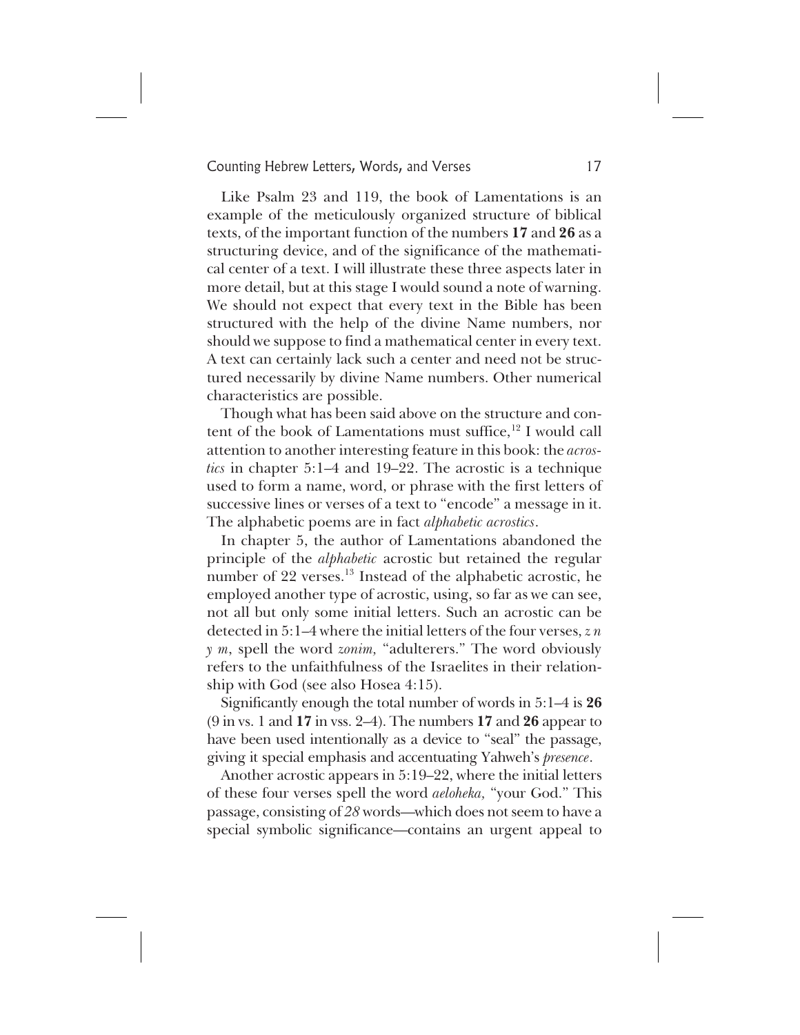Like Psalm 23 and 119, the book of Lamentations is an example of the meticulously organized structure of biblical texts, of the important function of the numbers **17** and **26** as a structuring device, and of the significance of the mathematical center of a text. I will illustrate these three aspects later in more detail, but at this stage I would sound a note of warning. We should not expect that every text in the Bible has been structured with the help of the divine Name numbers, nor should we suppose to find a mathematical center in every text. A text can certainly lack such a center and need not be structured necessarily by divine Name numbers. Other numerical characteristics are possible.

Though what has been said above on the structure and content of the book of Lamentations must suffice,[12] I would call attention to another interesting feature in this book: the *acrostics* in chapter 5:1–4 and 19–22. The acrostic is a technique used to form a name, word, or phrase with the first letters of successive lines or verses of a text to "encode" a message in it. The alphabetic poems are in fact *alphabetic acrostics*.

In chapter 5, the author of Lamentations abandoned the principle of the *alphabetic* acrostic but retained the regular number of 22 verses.[13] Instead of the alphabetic acrostic, he employed another type of acrostic, using, so far as we can see, not all but only some initial letters. Such an acrostic can be detected in 5:1–4 where the initial letters of the four verses, *z n y m*, spell the word *zonim,* "adulterers." The word obviously refers to the unfaithfulness of the Israelites in their relationship with God (see also Hosea 4:15).

Significantly enough the total number of words in 5:1–4 is **26** (9 in vs. 1 and **17** in vss. 2–4). The numbers **17** and **26** appear to have been used intentionally as a device to "seal" the passage, giving it special emphasis and accentuating Yahweh's *presence*.

Another acrostic appears in 5:19–22, where the initial letters of these four verses spell the word *aeloheka,* "your God." This passage, consisting of *28* words—which does not seem to have a special symbolic significance—contains an urgent appeal to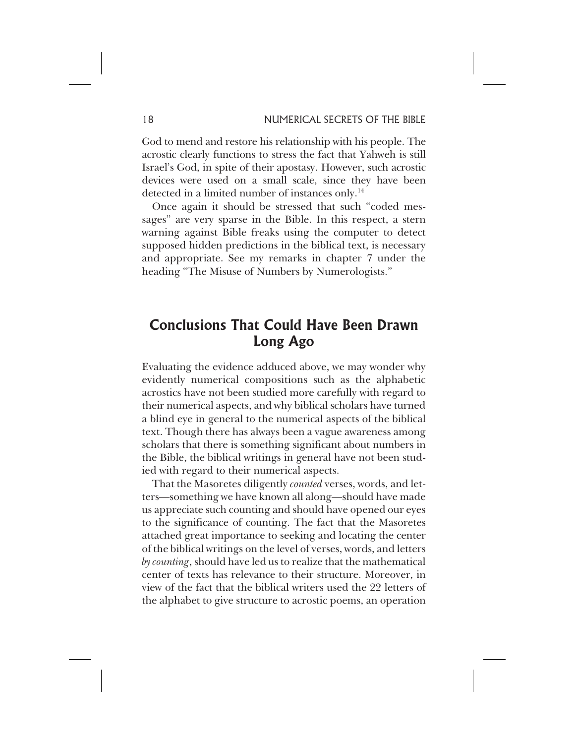God to mend and restore his relationship with his people. The acrostic clearly functions to stress the fact that Yahweh is still Israel's God, in spite of their apostasy. However, such acrostic devices were used on a small scale, since they have been detected in a limited number of instances only.[14]

Once again it should be stressed that such "coded messages" are very sparse in the Bible. In this respect, a stern warning against Bible freaks using the computer to detect supposed hidden predictions in the biblical text, is necessary and appropriate. See my remarks in chapter 7 under the heading "The Misuse of Numbers by Numerologists."

## Conclusions That Could Have Been Drawn Long Ago

Evaluating the evidence adduced above, we may wonder why evidently numerical compositions such as the alphabetic acrostics have not been studied more carefully with regard to their numerical aspects, and why biblical scholars have turned a blind eye in general to the numerical aspects of the biblical text. Though there has always been a vague awareness among scholars that there is something significant about numbers in the Bible, the biblical writings in general have not been studied with regard to their numerical aspects.

That the Masoretes diligently *counted* verses, words, and letters—something we have known all along—should have made us appreciate such counting and should have opened our eyes to the significance of counting. The fact that the Masoretes attached great importance to seeking and locating the center of the biblical writings on the level of verses, words, and letters *by counting*, should have led us to realize that the mathematical center of texts has relevance to their structure. Moreover, in view of the fact that the biblical writers used the 22 letters of the alphabet to give structure to acrostic poems, an operation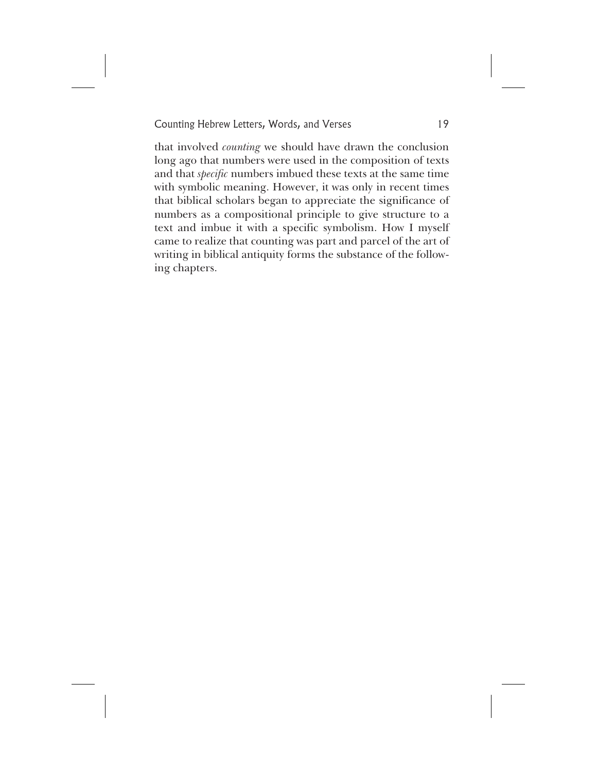that involved *counting* we should have drawn the conclusion long ago that numbers were used in the composition of texts and that *specific* numbers imbued these texts at the same time with symbolic meaning. However, it was only in recent times that biblical scholars began to appreciate the significance of numbers as a compositional principle to give structure to a text and imbue it with a specific symbolism. How I myself came to realize that counting was part and parcel of the art of writing in biblical antiquity forms the substance of the following chapters.